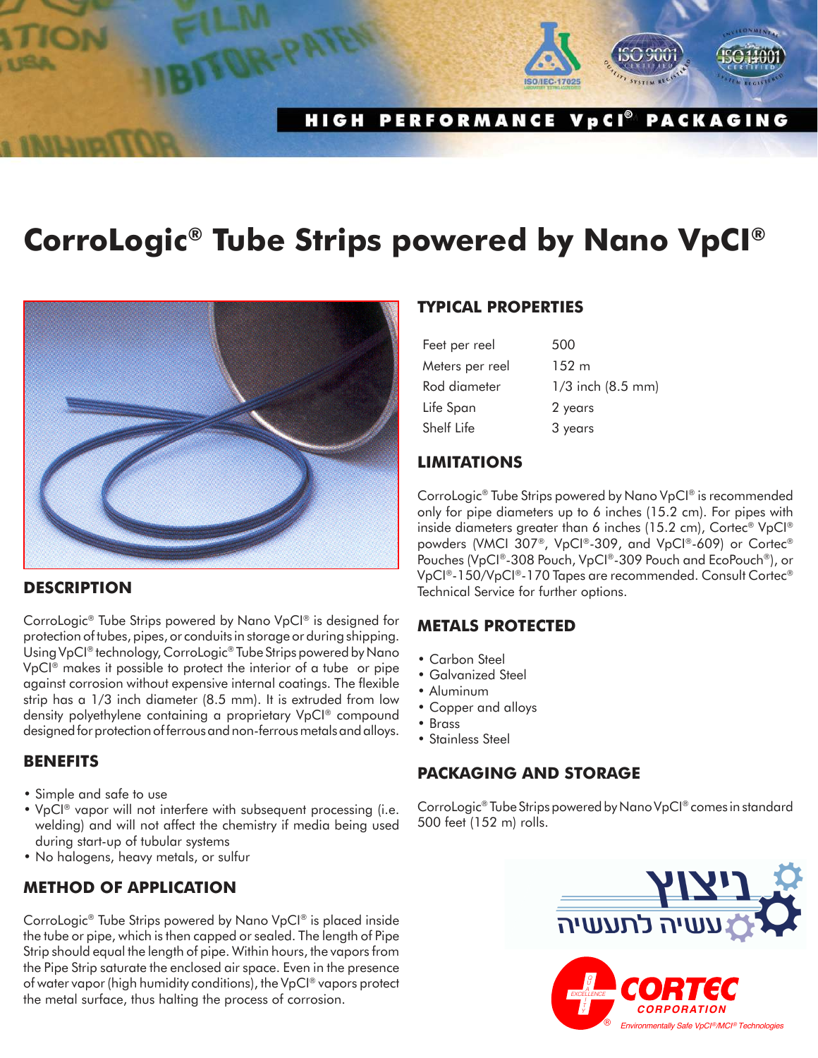HIGH PERFORMANCE VpCI® PACKAGING

# CorroLogic® Tube Strips powered by Nano VpCI®

## DESCRIPTION

CorroLogic® Tube Strips powered by Nano VpCI® is designed for protection of tubes, pipes, or conduits in storage or during shipping. Using VpCI® technology, CorroLogic® Tube Strips powered by Nano VpCI® makes it possible to protect the interior of a tube or pipe against corrosion without expensive internal coatings. The flexible strip has a 1/3 inch diameter (8.5 mm). It is extruded from low density polyethylene containing a proprietary VpCI® compound designed for protection of ferrous and non-ferrous metals and alloys.

## BENEFITS

- Simple and safe to use
- VpCI® vapor will not interfere with subsequent processing (i.e. welding) and will not affect the chemistry if media being used during start-up of tubular systems
- No halogens, heavy metals, or sulfur

## METHOD OF APPLICATION

CorroLogic® Tube Strips powered by Nano VpCI® is placed inside the tube or pipe, which is then capped or sealed. The length of Pipe Strip should equal the length of pipe. Within hours, the vapors from the Pipe Strip saturate the enclosed air space. Even in the presence of water vapor (high humidity conditions), the VpCI® vapors protect the metal surface, thus halting the process of corrosion.

## TYPICAL PROPERTIES

| | |
|---|---|
| Feet per reel | 500 |
| Meters per reel | 152 m |
| Rod diameter | 1/3 inch (8.5 mm) |
| Life Span | 2 years |
| Shelf Life | 3 years |

## LIMITATIONS

CorroLogic® Tube Strips powered by Nano VpCI® is recommended only for pipe diameters up to 6 inches (15.2 cm). For pipes with inside diameters greater than 6 inches (15.2 cm), Cortec® VpCI® powders (VMCI 307®, VpCI®-309, and VpCI®-609) or Cortec® Pouches (VpCI®-308 Pouch, VpCI®-309 Pouch and EcoPouch®), or VpCI®-150/VpCI®-170 Tapes are recommended. Consult Cortec® Technical Service for further options.

## METALS PROTECTED

- Carbon Steel
- Galvanized Steel
- Aluminum
- Copper and alloys
- Brass
- Stainless Steel

## PACKAGING AND STORAGE

CorroLogic® Tube Strips powered by Nano VpCI® comes in standard 500 feet (152 m) rolls.

ניצוץ עשיה לתעשיה

CORTEC CORPORATION
Environmentally Safe VpCI®/MCI® Technologies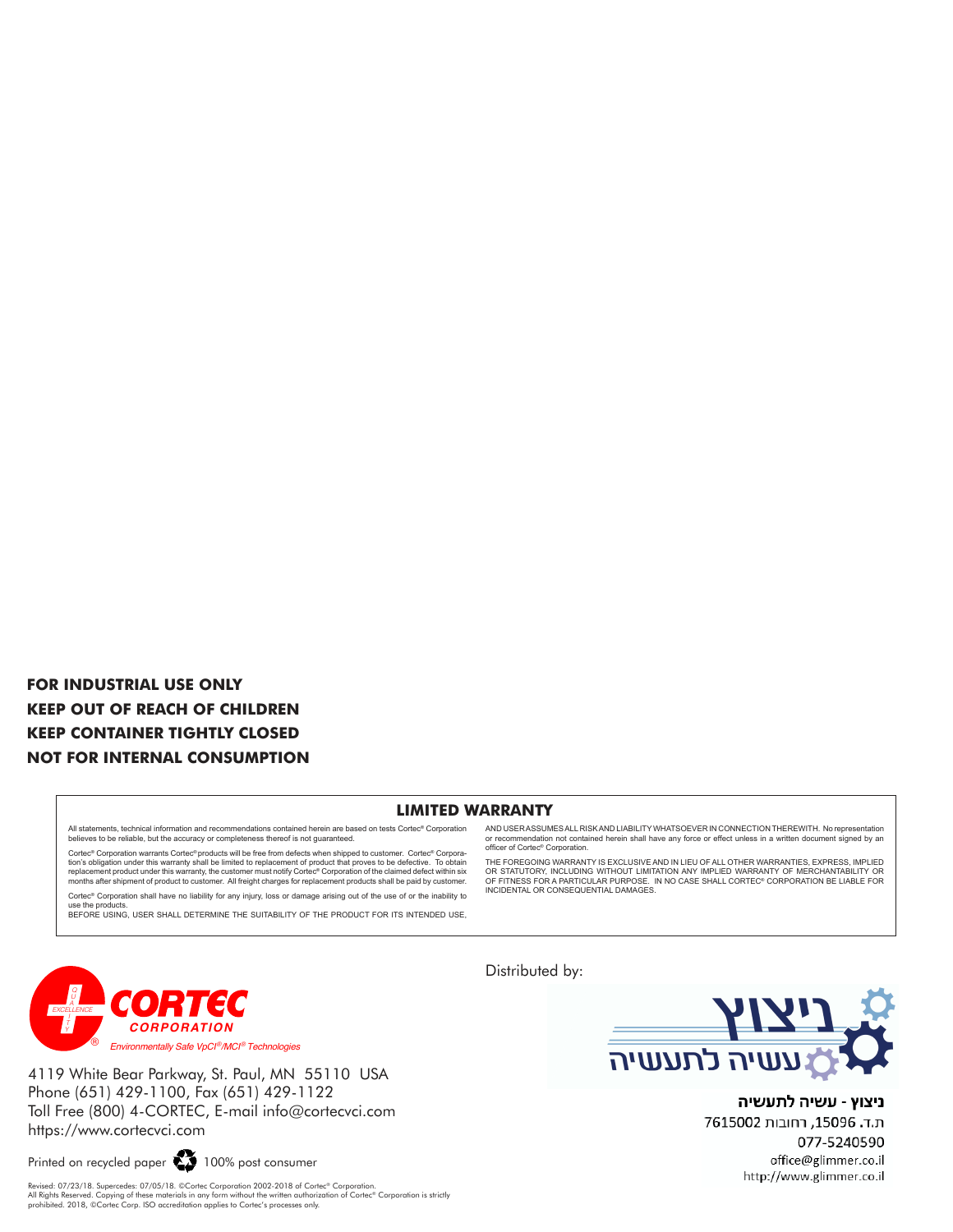**FOR INDUSTRIAL USE ONLY**
**KEEP OUT OF REACH OF CHILDREN**
**KEEP CONTAINER TIGHTLY CLOSED**
**NOT FOR INTERNAL CONSUMPTION**

## LIMITED WARRANTY

All statements, technical information and recommendations contained herein are based on tests Cortec® Corporation believes to be reliable, but the accuracy or completeness thereof is not guaranteed.

Cortec® Corporation warrants Cortec® products will be free from defects when shipped to customer. Cortec® Corporation's obligation under this warranty shall be limited to replacement of product that proves to be defective. To obtain replacement product under this warranty, the customer must notify Cortec® Corporation of the claimed defect within six months after shipment of product to customer. All freight charges for replacement products shall be paid by customer.

Cortec® Corporation shall have no liability for any injury, loss or damage arising out of the use of or the inability to use the products.
BEFORE USING, USER SHALL DETERMINE THE SUITABILITY OF THE PRODUCT FOR ITS INTENDED USE, AND USER ASSUMES ALL RISK AND LIABILITY WHATSOEVER IN CONNECTION THEREWITH. No representation or recommendation not contained herein shall have any force or effect unless in a written document signed by an officer of Cortec® Corporation.

THE FOREGOING WARRANTY IS EXCLUSIVE AND IN LIEU OF ALL OTHER WARRANTIES, EXPRESS, IMPLIED OR STATUTORY, INCLUDING WITHOUT LIMITATION ANY IMPLIED WARRANTY OF MERCHANTABILITY OR OF FITNESS FOR A PARTICULAR PURPOSE. IN NO CASE SHALL CORTEC® CORPORATION BE LIABLE FOR INCIDENTAL OR CONSEQUENTIAL DAMAGES.

CORTEC CORPORATION
*Environmentally Safe VpCI®/MCI® Technologies*

4119 White Bear Parkway, St. Paul, MN 55110 USA
Phone (651) 429-1100, Fax (651) 429-1122
Toll Free (800) 4-CORTEC, E-mail info@cortecvci.com
https://www.cortecvci.com

Printed on recycled paper 100% post consumer

Revised: 07/23/18. Supercedes: 07/05/18. ©Cortec Corporation 2002-2018 of Cortec® Corporation. All Rights Reserved. Copying of these materials in any form without the written authorization of Cortec® Corporation is strictly prohibited. 2018, ©Cortec Corp. ISO accreditation applies to Cortec's processes only.

Distributed by:

ניצוץ
עשיה לתעשיה

**ניצוץ - עשיה לתעשיה**
ת.ד. 15096, רחובות 7615002
077-5240590
office@glimmer.co.il
http://www.glimmer.co.il